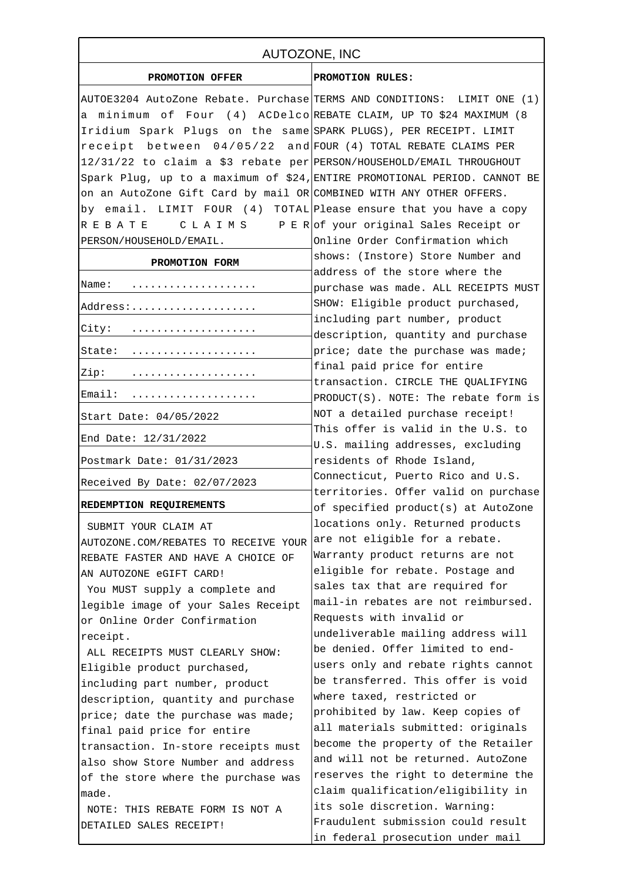# AUTOZONE, INC

## PROMOTION OFFER

AUTOE3204 AutoZone Rebate. Purchase a minimum of Four (4) ACDelco Iridium Spark Plugs on the same receipt between 04/05/22 and 12/31/22 to claim a $3 rebate per Spark Plug, up to a maximum of $24, on an AutoZone Gift Card by mail OR by email. LIMIT FOUR (4) TOTAL REBATE CLAIMS PER PERSON/HOUSEHOLD/EMAIL.

## PROMOTION FORM

| | |
|---|---|
| Name: | .................... |
| Address: | .................... |
| City: | .................... |
| State: | .................... |
| Zip: | .................... |
| Email: | .................... |
| Start Date: 04/05/2022 | |
| End Date: 12/31/2022 | |
| Postmark Date: 01/31/2023 | |
| Received By Date: 02/07/2023 | |

## REDEMPTION REQUIREMENTS

SUBMIT YOUR CLAIM AT AUTOZONE.COM/REBATES TO RECEIVE YOUR REBATE FASTER AND HAVE A CHOICE OF AN AUTOZONE eGIFT CARD!

You MUST supply a complete and legible image of your Sales Receipt or Online Order Confirmation receipt.

ALL RECEIPTS MUST CLEARLY SHOW: Eligible product purchased, including part number, product description, quantity and purchase price; date the purchase was made; final paid price for entire transaction. In-store receipts must also show Store Number and address of the store where the purchase was made.

NOTE: THIS REBATE FORM IS NOT A DETAILED SALES RECEIPT!

## PROMOTION RULES:

TERMS AND CONDITIONS: LIMIT ONE (1) REBATE CLAIM, UP TO $24 MAXIMUM (8 SPARK PLUGS), PER RECEIPT. LIMIT FOUR (4) TOTAL REBATE CLAIMS PER PERSON/HOUSEHOLD/EMAIL THROUGHOUT ENTIRE PROMOTIONAL PERIOD. CANNOT BE COMBINED WITH ANY OTHER OFFERS. Please ensure that you have a copy of your original Sales Receipt or Online Order Confirmation which shows: (Instore) Store Number and address of the store where the purchase was made. ALL RECEIPTS MUST SHOW: Eligible product purchased, including part number, product description, quantity and purchase price; date the purchase was made; final paid price for entire transaction. CIRCLE THE QUALIFYING PRODUCT(S). NOTE: The rebate form is NOT a detailed purchase receipt! This offer is valid in the U.S. to U.S. mailing addresses, excluding residents of Rhode Island, Connecticut, Puerto Rico and U.S. territories. Offer valid on purchase of specified product(s) at AutoZone locations only. Returned products are not eligible for a rebate. Warranty product returns are not eligible for rebate. Postage and sales tax that are required for mail-in rebates are not reimbursed. Requests with invalid or undeliverable mailing address will be denied. Offer limited to end-users only and rebate rights cannot be transferred. This offer is void where taxed, restricted or prohibited by law. Keep copies of all materials submitted: originals become the property of the Retailer and will not be returned. AutoZone reserves the right to determine the claim qualification/eligibility in its sole discretion. Warning: Fraudulent submission could result in federal prosecution under mail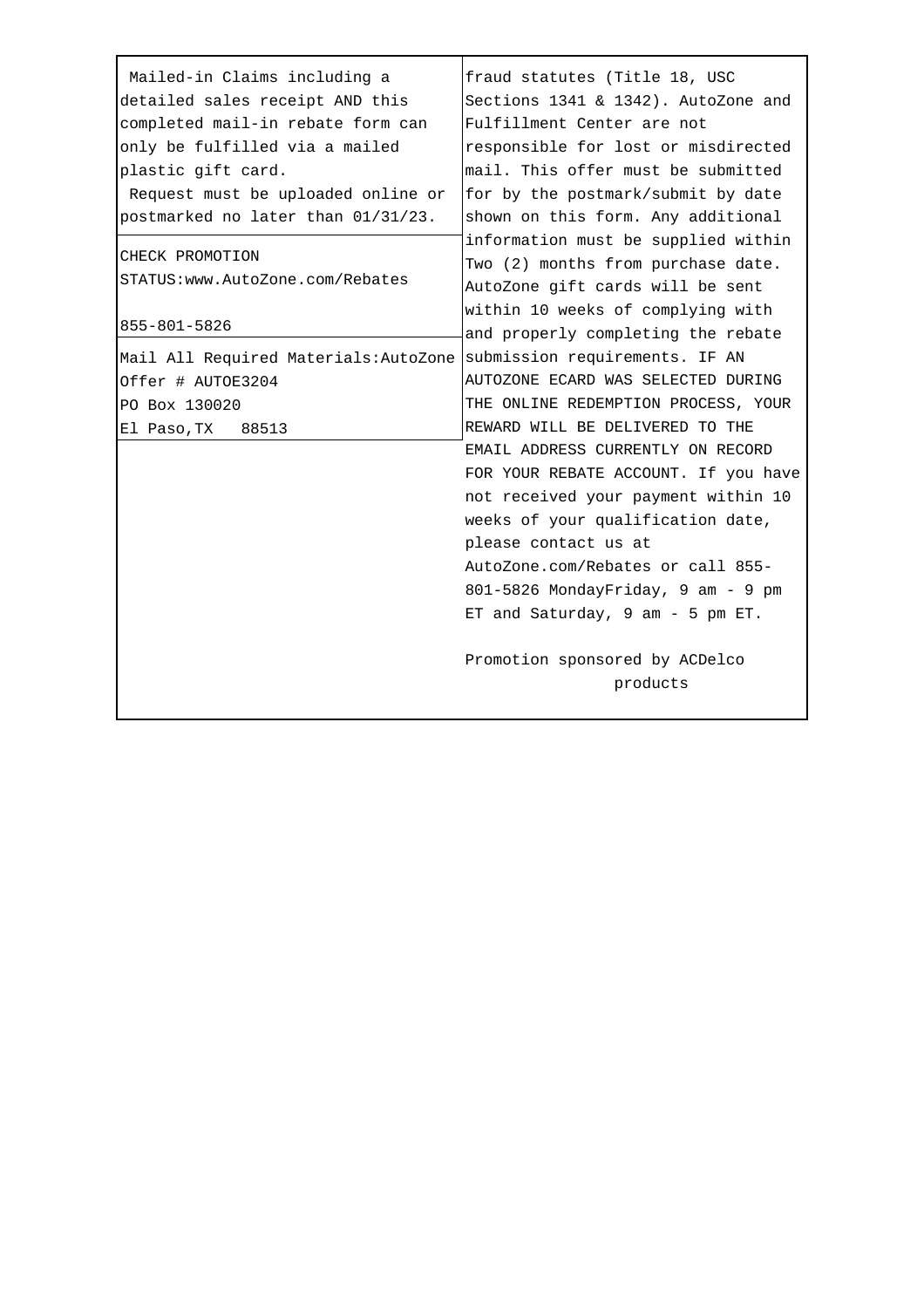Mailed-in Claims including a detailed sales receipt AND this completed mail-in rebate form can only be fulfilled via a mailed plastic gift card.

Request must be uploaded online or postmarked no later than 01/31/23.

CHECK PROMOTION STATUS:www.AutoZone.com/Rebates

855-801-5826

Mail All Required Materials:AutoZone
Offer # AUTOE3204
PO Box 130020
El Paso,TX 88513

fraud statutes (Title 18, USC Sections 1341 & 1342). AutoZone and Fulfillment Center are not responsible for lost or misdirected mail. This offer must be submitted for by the postmark/submit by date shown on this form. Any additional information must be supplied within Two (2) months from purchase date. AutoZone gift cards will be sent within 10 weeks of complying with and properly completing the rebate submission requirements. IF AN AUTOZONE ECARD WAS SELECTED DURING THE ONLINE REDEMPTION PROCESS, YOUR REWARD WILL BE DELIVERED TO THE EMAIL ADDRESS CURRENTLY ON RECORD FOR YOUR REBATE ACCOUNT. If you have not received your payment within 10 weeks of your qualification date, please contact us at AutoZone.com/Rebates or call 855-801-5826 MondayFriday, 9 am - 9 pm ET and Saturday, 9 am - 5 pm ET.

Promotion sponsored by ACDelco products